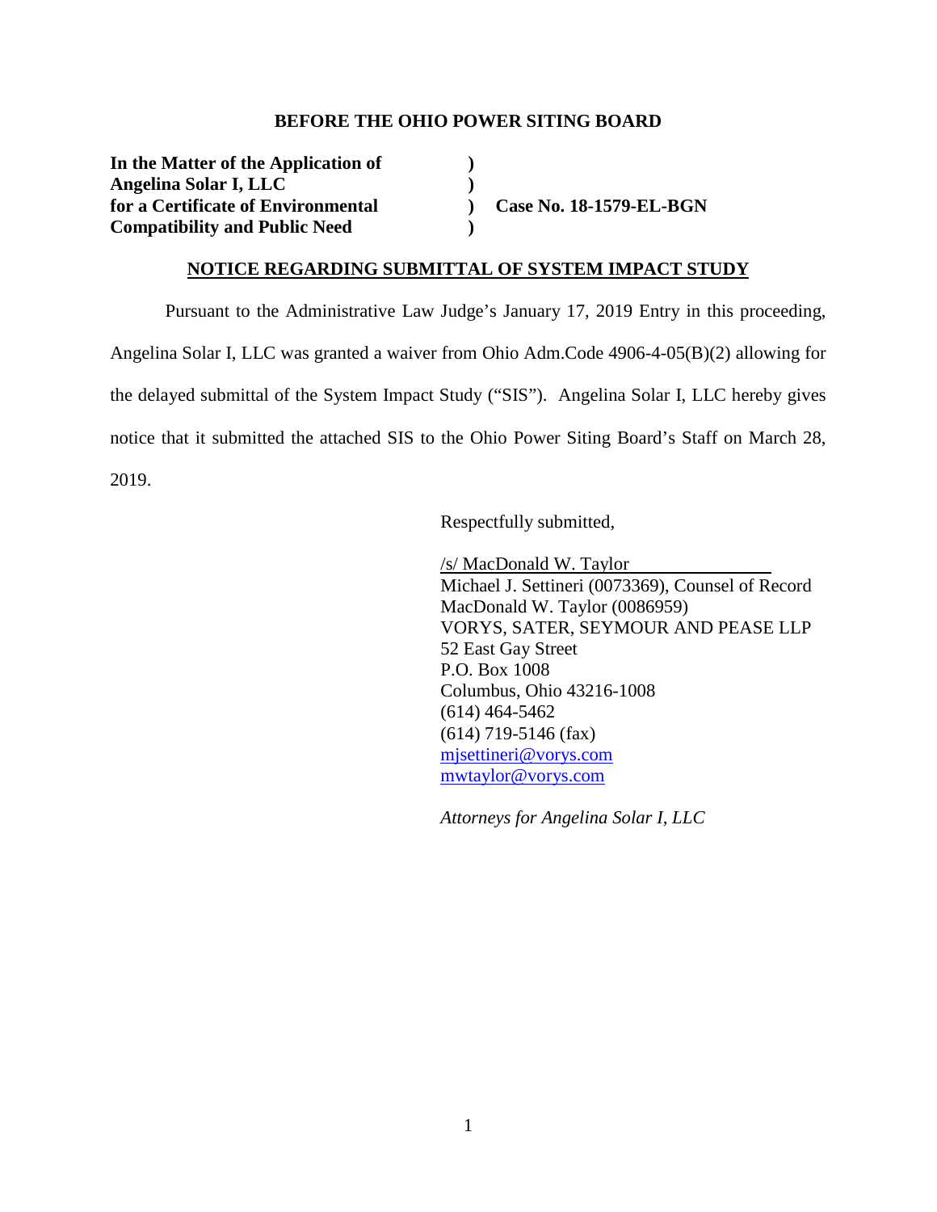**BEFORE THE OHIO POWER SITING BOARD**

| | | |
|---|---|---|
| **In the Matter of the Application of** | **)** | |
| **Angelina Solar I, LLC** | **)** | |
| **for a Certificate of Environmental** | **)** | **Case No. 18-1579-EL-BGN** |
| **Compatibility and Public Need** | **)** | |

**NOTICE REGARDING SUBMITTAL OF SYSTEM IMPACT STUDY**

Pursuant to the Administrative Law Judge's January 17, 2019 Entry in this proceeding, Angelina Solar I, LLC was granted a waiver from Ohio Adm.Code 4906-4-05(B)(2) allowing for the delayed submittal of the System Impact Study ("SIS"). Angelina Solar I, LLC hereby gives notice that it submitted the attached SIS to the Ohio Power Siting Board's Staff on March 28, 2019.

Respectfully submitted,

/s/ MacDonald W. Taylor
Michael J. Settineri (0073369), Counsel of Record
MacDonald W. Taylor (0086959)
VORYS, SATER, SEYMOUR AND PEASE LLP
52 East Gay Street
P.O. Box 1008
Columbus, Ohio 43216-1008
(614) 464-5462
(614) 719-5146 (fax)
mjsettineri@vorys.com
mwtaylor@vorys.com

*Attorneys for Angelina Solar I, LLC*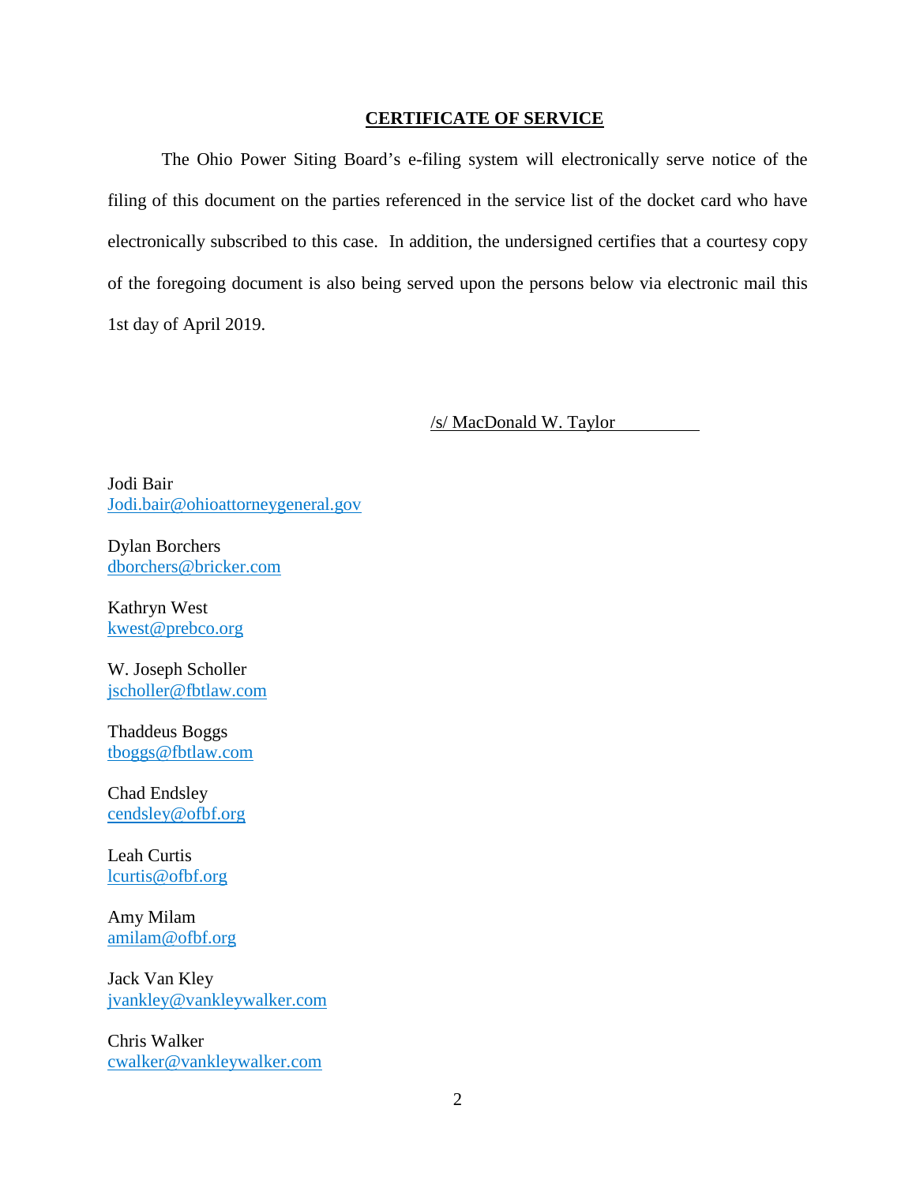## CERTIFICATE OF SERVICE

The Ohio Power Siting Board's e-filing system will electronically serve notice of the filing of this document on the parties referenced in the service list of the docket card who have electronically subscribed to this case. In addition, the undersigned certifies that a courtesy copy of the foregoing document is also being served upon the persons below via electronic mail this 1st day of April 2019.

/s/ MacDonald W. Taylor

Jodi Bair
Jodi.bair@ohioattorneygeneral.gov

Dylan Borchers
dborchers@bricker.com

Kathryn West
kwest@prebco.org

W. Joseph Scholler
jscholler@fbtlaw.com

Thaddeus Boggs
tboggs@fbtlaw.com

Chad Endsley
cendsley@ofbf.org

Leah Curtis
lcurtis@ofbf.org

Amy Milam
amilam@ofbf.org

Jack Van Kley
jvankley@vankleywalker.com

Chris Walker
cwalker@vankleywalker.com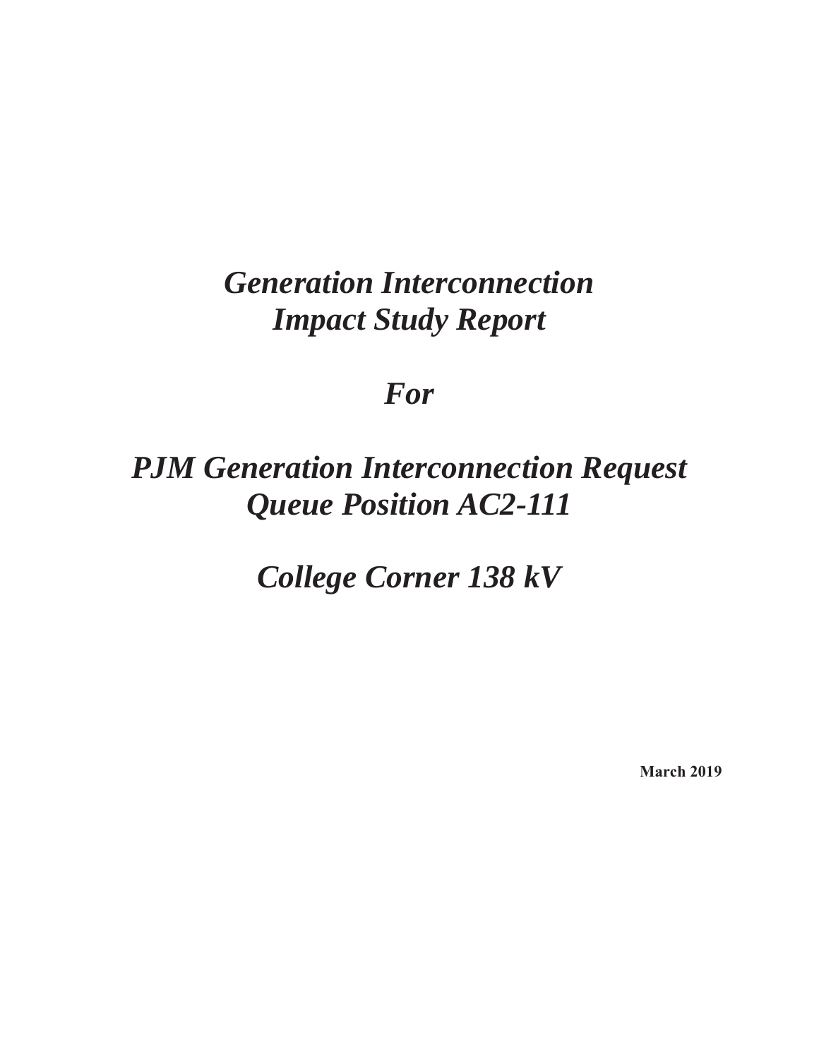# *Generation Interconnection Impact Study Report*

# *For*

# *PJM Generation Interconnection Request Queue Position AC2-111*

# *College Corner 138 kV*

**March 2019**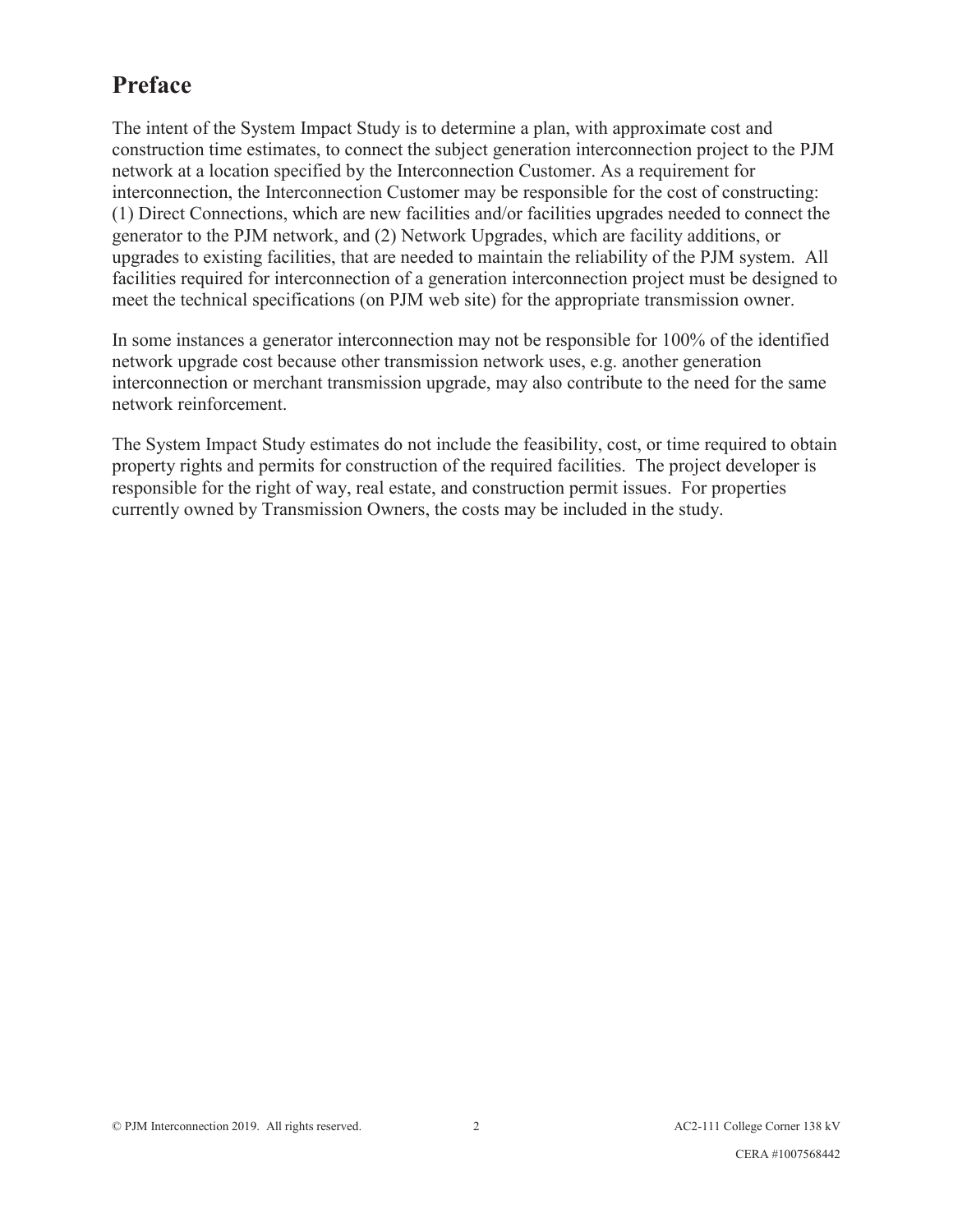# Preface

The intent of the System Impact Study is to determine a plan, with approximate cost and construction time estimates, to connect the subject generation interconnection project to the PJM network at a location specified by the Interconnection Customer. As a requirement for interconnection, the Interconnection Customer may be responsible for the cost of constructing: (1) Direct Connections, which are new facilities and/or facilities upgrades needed to connect the generator to the PJM network, and (2) Network Upgrades, which are facility additions, or upgrades to existing facilities, that are needed to maintain the reliability of the PJM system. All facilities required for interconnection of a generation interconnection project must be designed to meet the technical specifications (on PJM web site) for the appropriate transmission owner.

In some instances a generator interconnection may not be responsible for 100% of the identified network upgrade cost because other transmission network uses, e.g. another generation interconnection or merchant transmission upgrade, may also contribute to the need for the same network reinforcement.

The System Impact Study estimates do not include the feasibility, cost, or time required to obtain property rights and permits for construction of the required facilities. The project developer is responsible for the right of way, real estate, and construction permit issues. For properties currently owned by Transmission Owners, the costs may be included in the study.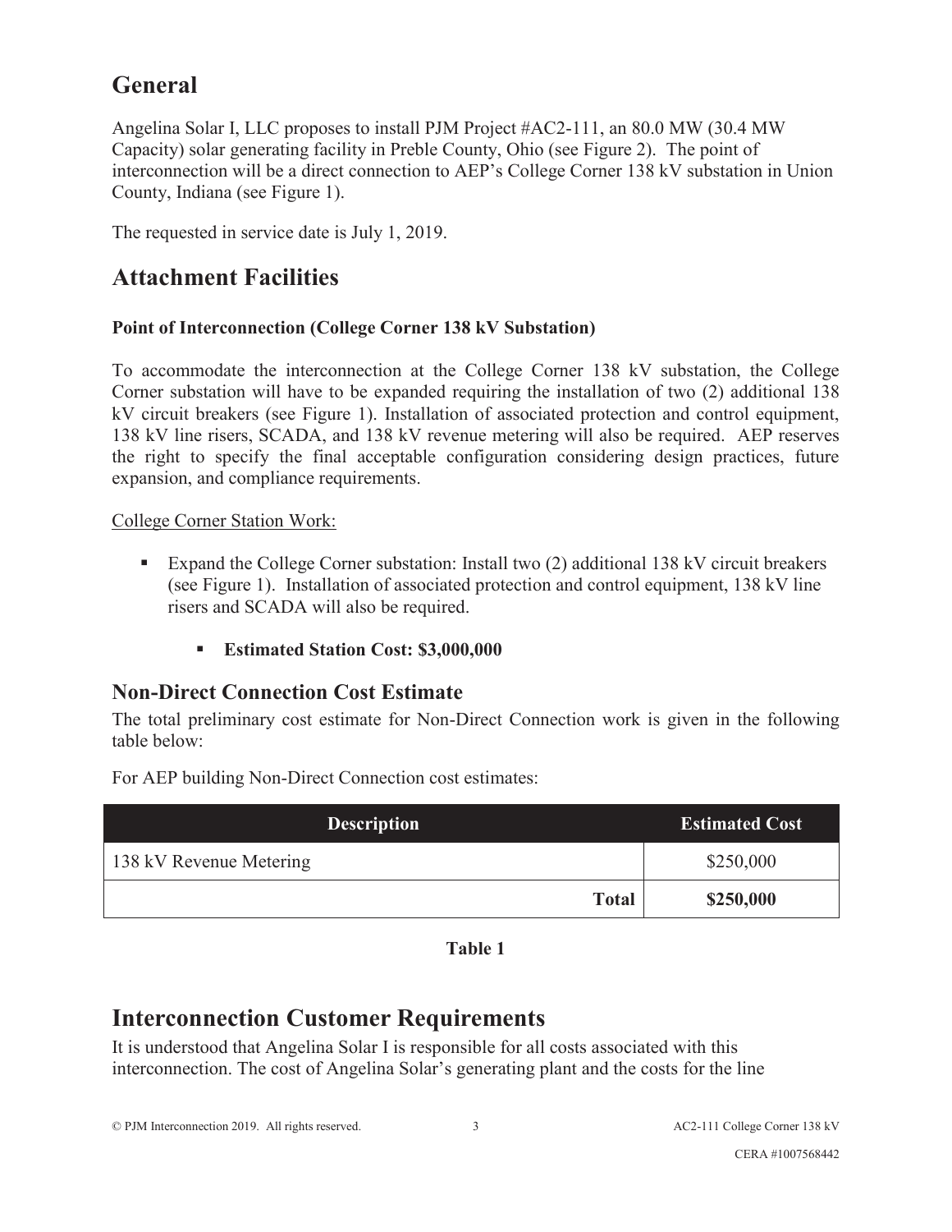# General

Angelina Solar I, LLC proposes to install PJM Project #AC2-111, an 80.0 MW (30.4 MW Capacity) solar generating facility in Preble County, Ohio (see Figure 2). The point of interconnection will be a direct connection to AEP's College Corner 138 kV substation in Union County, Indiana (see Figure 1).

The requested in service date is July 1, 2019.

# Attachment Facilities

### Point of Interconnection (College Corner 138 kV Substation)

To accommodate the interconnection at the College Corner 138 kV substation, the College Corner substation will have to be expanded requiring the installation of two (2) additional 138 kV circuit breakers (see Figure 1). Installation of associated protection and control equipment, 138 kV line risers, SCADA, and 138 kV revenue metering will also be required. AEP reserves the right to specify the final acceptable configuration considering design practices, future expansion, and compliance requirements.

College Corner Station Work:

- Expand the College Corner substation: Install two (2) additional 138 kV circuit breakers (see Figure 1). Installation of associated protection and control equipment, 138 kV line risers and SCADA will also be required.
    - **Estimated Station Cost: $3,000,000**

## Non-Direct Connection Cost Estimate

The total preliminary cost estimate for Non-Direct Connection work is given in the following table below:

For AEP building Non-Direct Connection cost estimates:

| Description | Estimated Cost |
| --- | --- |
| 138 kV Revenue Metering | $250,000 |
| **Total** | **$250,000** |

**Table 1**

# Interconnection Customer Requirements

It is understood that Angelina Solar I is responsible for all costs associated with this interconnection. The cost of Angelina Solar's generating plant and the costs for the line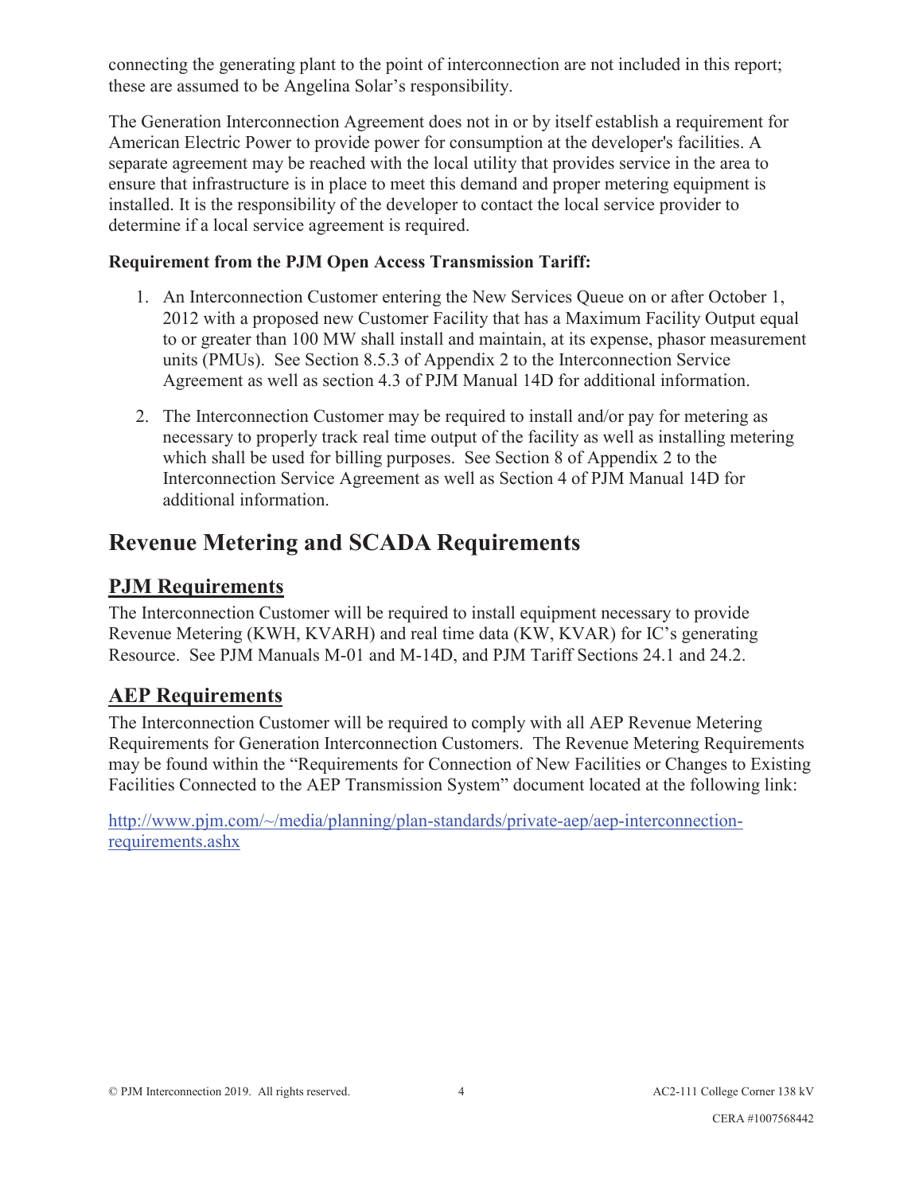connecting the generating plant to the point of interconnection are not included in this report; these are assumed to be Angelina Solar's responsibility.

The Generation Interconnection Agreement does not in or by itself establish a requirement for American Electric Power to provide power for consumption at the developer's facilities. A separate agreement may be reached with the local utility that provides service in the area to ensure that infrastructure is in place to meet this demand and proper metering equipment is installed. It is the responsibility of the developer to contact the local service provider to determine if a local service agreement is required.

**Requirement from the PJM Open Access Transmission Tariff:**

1. An Interconnection Customer entering the New Services Queue on or after October 1, 2012 with a proposed new Customer Facility that has a Maximum Facility Output equal to or greater than 100 MW shall install and maintain, at its expense, phasor measurement units (PMUs). See Section 8.5.3 of Appendix 2 to the Interconnection Service Agreement as well as section 4.3 of PJM Manual 14D for additional information.

2. The Interconnection Customer may be required to install and/or pay for metering as necessary to properly track real time output of the facility as well as installing metering which shall be used for billing purposes. See Section 8 of Appendix 2 to the Interconnection Service Agreement as well as Section 4 of PJM Manual 14D for additional information.

# Revenue Metering and SCADA Requirements

## PJM Requirements

The Interconnection Customer will be required to install equipment necessary to provide Revenue Metering (KWH, KVARH) and real time data (KW, KVAR) for IC's generating Resource. See PJM Manuals M-01 and M-14D, and PJM Tariff Sections 24.1 and 24.2.

## AEP Requirements

The Interconnection Customer will be required to comply with all AEP Revenue Metering Requirements for Generation Interconnection Customers. The Revenue Metering Requirements may be found within the "Requirements for Connection of New Facilities or Changes to Existing Facilities Connected to the AEP Transmission System" document located at the following link:

http://www.pjm.com/~/media/planning/plan-standards/private-aep/aep-interconnection-requirements.ashx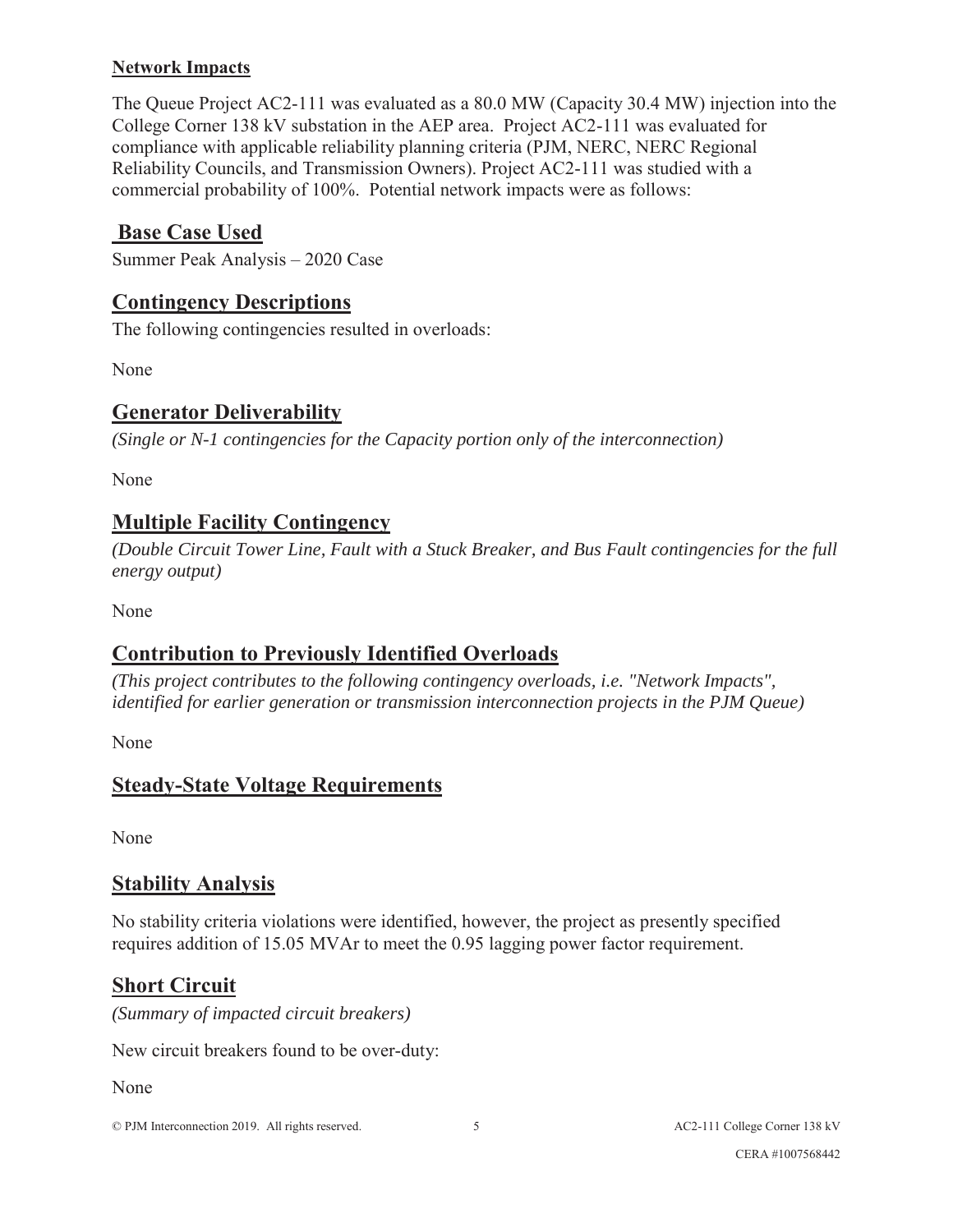**Network Impacts**

The Queue Project AC2-111 was evaluated as a 80.0 MW (Capacity 30.4 MW) injection into the College Corner 138 kV substation in the AEP area. Project AC2-111 was evaluated for compliance with applicable reliability planning criteria (PJM, NERC, NERC Regional Reliability Councils, and Transmission Owners). Project AC2-111 was studied with a commercial probability of 100%. Potential network impacts were as follows:

## Base Case Used

Summer Peak Analysis – 2020 Case

## Contingency Descriptions

The following contingencies resulted in overloads:

None

## Generator Deliverability

*(Single or N-1 contingencies for the Capacity portion only of the interconnection)*

None

## Multiple Facility Contingency

*(Double Circuit Tower Line, Fault with a Stuck Breaker, and Bus Fault contingencies for the full energy output)*

None

## Contribution to Previously Identified Overloads

*(This project contributes to the following contingency overloads, i.e. "Network Impacts", identified for earlier generation or transmission interconnection projects in the PJM Queue)*

None

## Steady-State Voltage Requirements

None

## Stability Analysis

No stability criteria violations were identified, however, the project as presently specified requires addition of 15.05 MVAr to meet the 0.95 lagging power factor requirement.

## Short Circuit

*(Summary of impacted circuit breakers)*

New circuit breakers found to be over-duty:

None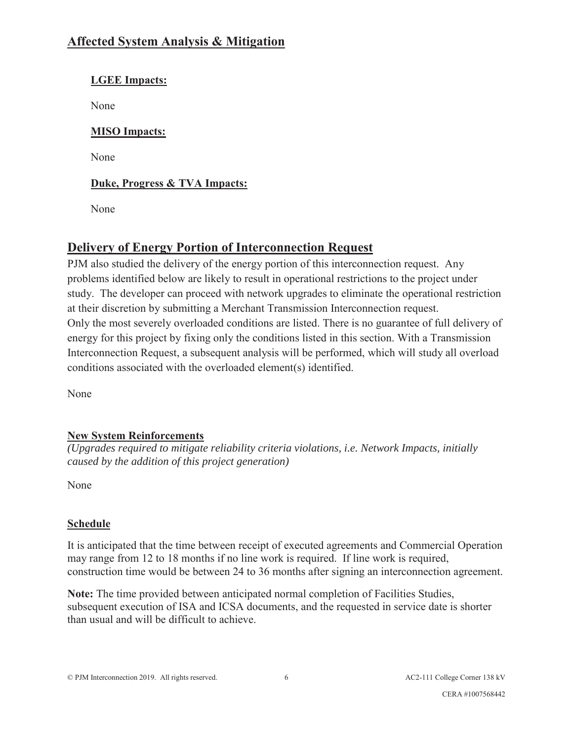# Affected System Analysis & Mitigation

### LGEE Impacts:

None

### MISO Impacts:

None

### Duke, Progress & TVA Impacts:

None

# Delivery of Energy Portion of Interconnection Request

PJM also studied the delivery of the energy portion of this interconnection request. Any problems identified below are likely to result in operational restrictions to the project under study. The developer can proceed with network upgrades to eliminate the operational restriction at their discretion by submitting a Merchant Transmission Interconnection request.
Only the most severely overloaded conditions are listed. There is no guarantee of full delivery of energy for this project by fixing only the conditions listed in this section. With a Transmission Interconnection Request, a subsequent analysis will be performed, which will study all overload conditions associated with the overloaded element(s) identified.

None

## New System Reinforcements

*(Upgrades required to mitigate reliability criteria violations, i.e. Network Impacts, initially caused by the addition of this project generation)*

None

## Schedule

It is anticipated that the time between receipt of executed agreements and Commercial Operation may range from 12 to 18 months if no line work is required. If line work is required, construction time would be between 24 to 36 months after signing an interconnection agreement.

**Note:** The time provided between anticipated normal completion of Facilities Studies, subsequent execution of ISA and ICSA documents, and the requested in service date is shorter than usual and will be difficult to achieve.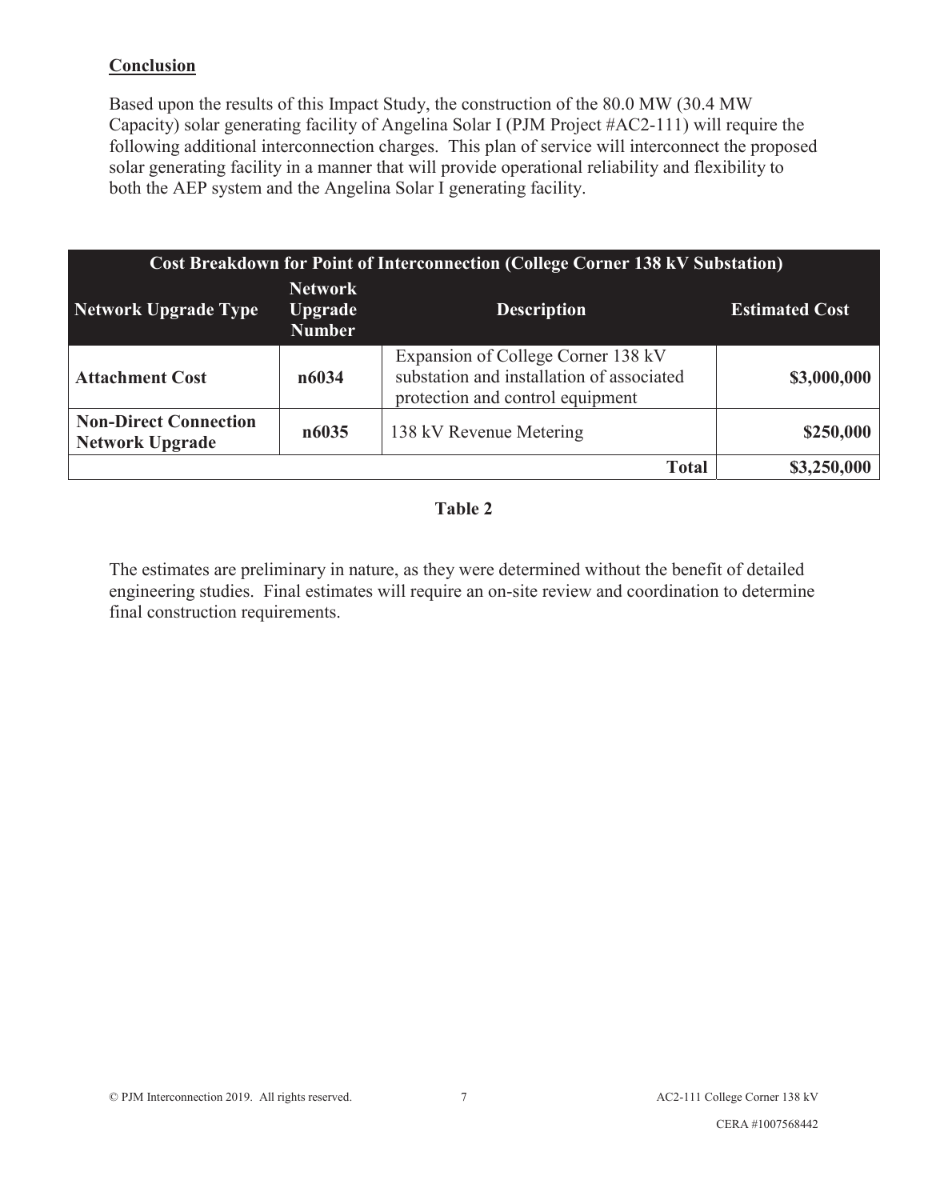**Conclusion**

Based upon the results of this Impact Study, the construction of the 80.0 MW (30.4 MW Capacity) solar generating facility of Angelina Solar I (PJM Project #AC2-111) will require the following additional interconnection charges. This plan of service will interconnect the proposed solar generating facility in a manner that will provide operational reliability and flexibility to both the AEP system and the Angelina Solar I generating facility.

| Cost Breakdown for Point of Interconnection (College Corner 138 kV Substation) | | | |
|---|---|---|---|
| **Network Upgrade Type** | **Network Upgrade Number** | **Description** | **Estimated Cost** |
| **Attachment Cost** | **n6034** | Expansion of College Corner 138 kV substation and installation of associated protection and control equipment | **$3,000,000** |
| **Non-Direct Connection Network Upgrade** | **n6035** | 138 kV Revenue Metering | **$250,000** |
| | | **Total** | **$3,250,000** |

**Table 2**

The estimates are preliminary in nature, as they were determined without the benefit of detailed engineering studies. Final estimates will require an on-site review and coordination to determine final construction requirements.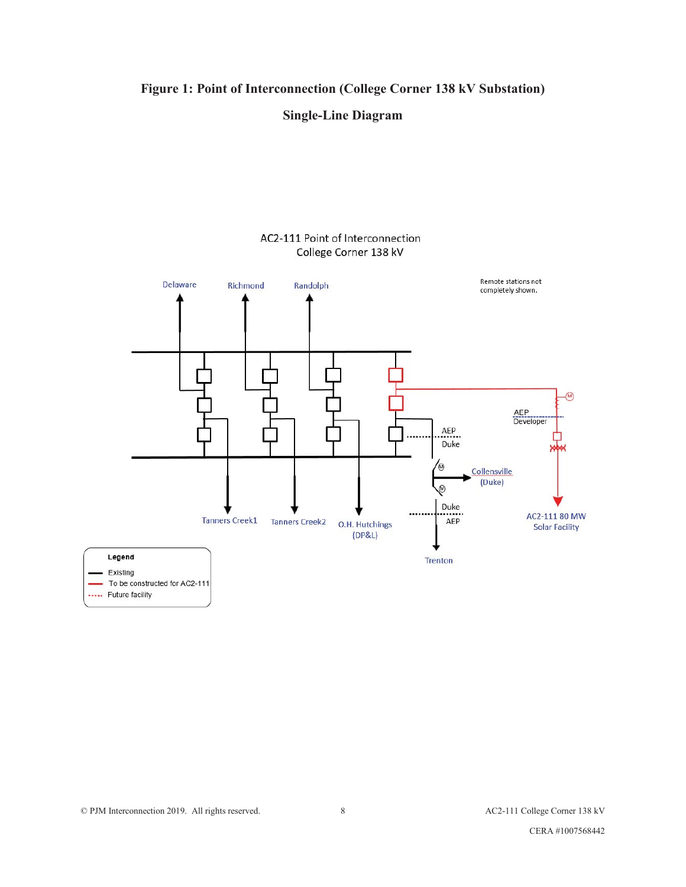**Figure 1: Point of Interconnection (College Corner 138 kV Substation)**

**Single-Line Diagram**

AC2-111 Point of Interconnection
College Corner 138 kV

Remote stations not completely shown.

Delaware

Richmond

Randolph

Tanners Creek1

Tanners Creek2

O.H. Hutchings (DP&L)

AEP
Duke

Collensville (Duke)

Duke
AEP

Trenton

AEP
Developer

AC2-111 80 MW Solar Facility

**Legend**

- Existing
- To be constructed for AC2-111
- Future facility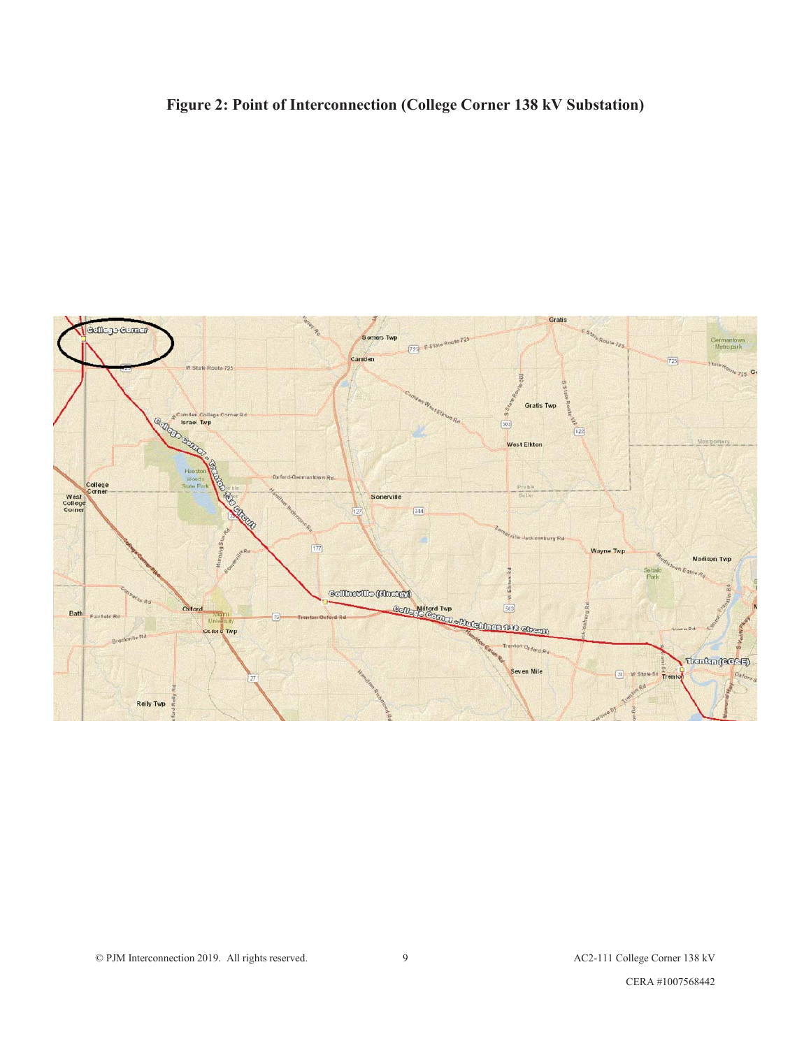**Figure 2: Point of Interconnection (College Corner 138 kV Substation)**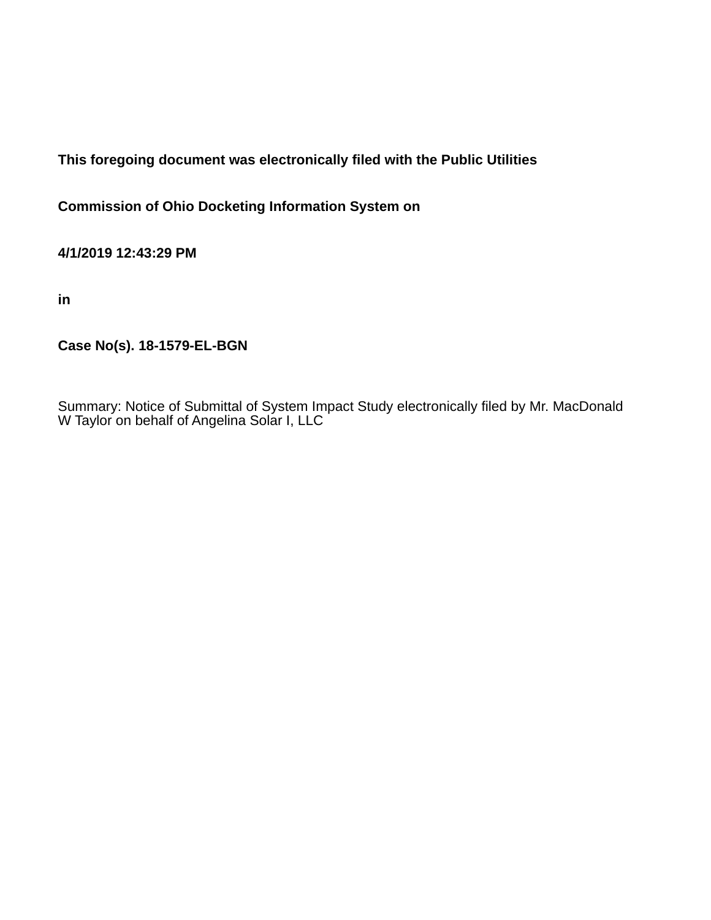**This foregoing document was electronically filed with the Public Utilities**

**Commission of Ohio Docketing Information System on**

**4/1/2019 12:43:29 PM**

**in**

**Case No(s). 18-1579-EL-BGN**

Summary: Notice of Submittal of System Impact Study electronically filed by Mr. MacDonald W Taylor on behalf of Angelina Solar I, LLC